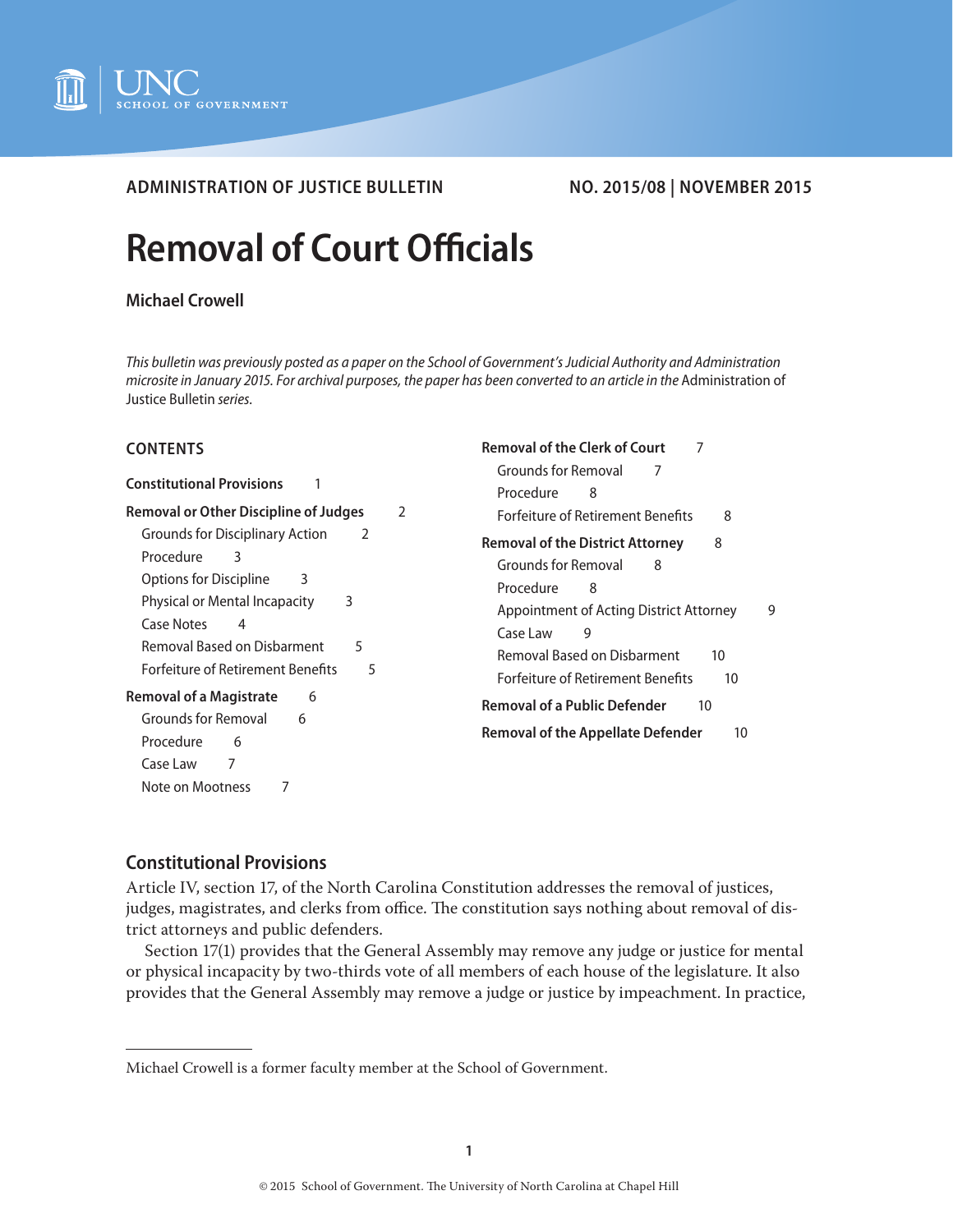ADMINISTRATION OF JUSTICE BULLETIN

NO. 2015/08 | NOVEMBER 2015

# Removal of Court Officials

**Michael Crowell**

*This bulletin was previously posted as a paper on the School of Government's Judicial Authority and Administration microsite in January 2015. For archival purposes, the paper has been converted to an article in the* Administration of Justice Bulletin *series.*

## CONTENTS

**Constitutional Provisions** 1

**Removal or Other Discipline of Judges** 2
- Grounds for Disciplinary Action 2
- Procedure 3
- Options for Discipline 3
- Physical or Mental Incapacity 3
- Case Notes 4
- Removal Based on Disbarment 5
- Forfeiture of Retirement Benefits 5

**Removal of a Magistrate** 6
- Grounds for Removal 6
- Procedure 6
- Case Law 7
- Note on Mootness 7

**Removal of the Clerk of Court** 7
- Grounds for Removal 7
- Procedure 8
- Forfeiture of Retirement Benefits 8

**Removal of the District Attorney** 8
- Grounds for Removal 8
- Procedure 8
- Appointment of Acting District Attorney 9
- Case Law 9
- Removal Based on Disbarment 10
- Forfeiture of Retirement Benefits 10

**Removal of a Public Defender** 10

**Removal of the Appellate Defender** 10

## Constitutional Provisions

Article IV, section 17, of the North Carolina Constitution addresses the removal of justices, judges, magistrates, and clerks from office. The constitution says nothing about removal of district attorneys and public defenders.

Section 17(1) provides that the General Assembly may remove any judge or justice for mental or physical incapacity by two-thirds vote of all members of each house of the legislature. It also provides that the General Assembly may remove a judge or justice by impeachment. In practice,

---

Michael Crowell is a former faculty member at the School of Government.

© 2015 School of Government. The University of North Carolina at Chapel Hill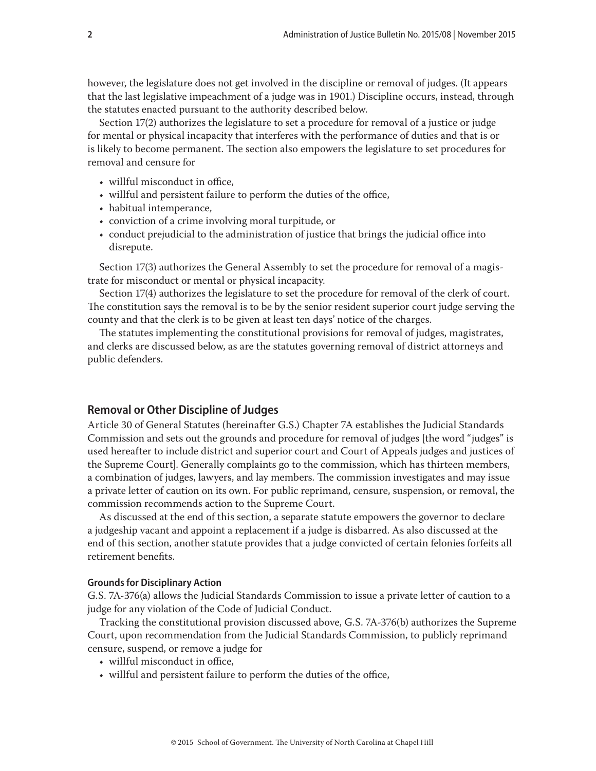however, the legislature does not get involved in the discipline or removal of judges. (It appears that the last legislative impeachment of a judge was in 1901.) Discipline occurs, instead, through the statutes enacted pursuant to the authority described below.

Section 17(2) authorizes the legislature to set a procedure for removal of a justice or judge for mental or physical incapacity that interferes with the performance of duties and that is or is likely to become permanent. The section also empowers the legislature to set procedures for removal and censure for

- willful misconduct in office,
- willful and persistent failure to perform the duties of the office,
- habitual intemperance,
- conviction of a crime involving moral turpitude, or
- conduct prejudicial to the administration of justice that brings the judicial office into disrepute.

Section 17(3) authorizes the General Assembly to set the procedure for removal of a magistrate for misconduct or mental or physical incapacity.

Section 17(4) authorizes the legislature to set the procedure for removal of the clerk of court. The constitution says the removal is to be by the senior resident superior court judge serving the county and that the clerk is to be given at least ten days' notice of the charges.

The statutes implementing the constitutional provisions for removal of judges, magistrates, and clerks are discussed below, as are the statutes governing removal of district attorneys and public defenders.

## Removal or Other Discipline of Judges

Article 30 of General Statutes (hereinafter G.S.) Chapter 7A establishes the Judicial Standards Commission and sets out the grounds and procedure for removal of judges [the word "judges" is used hereafter to include district and superior court and Court of Appeals judges and justices of the Supreme Court]. Generally complaints go to the commission, which has thirteen members, a combination of judges, lawyers, and lay members. The commission investigates and may issue a private letter of caution on its own. For public reprimand, censure, suspension, or removal, the commission recommends action to the Supreme Court.

As discussed at the end of this section, a separate statute empowers the governor to declare a judgeship vacant and appoint a replacement if a judge is disbarred. As also discussed at the end of this section, another statute provides that a judge convicted of certain felonies forfeits all retirement benefits.

### Grounds for Disciplinary Action

G.S. 7A-376(a) allows the Judicial Standards Commission to issue a private letter of caution to a judge for any violation of the Code of Judicial Conduct.

Tracking the constitutional provision discussed above, G.S. 7A-376(b) authorizes the Supreme Court, upon recommendation from the Judicial Standards Commission, to publicly reprimand censure, suspend, or remove a judge for

- willful misconduct in office,
- willful and persistent failure to perform the duties of the office,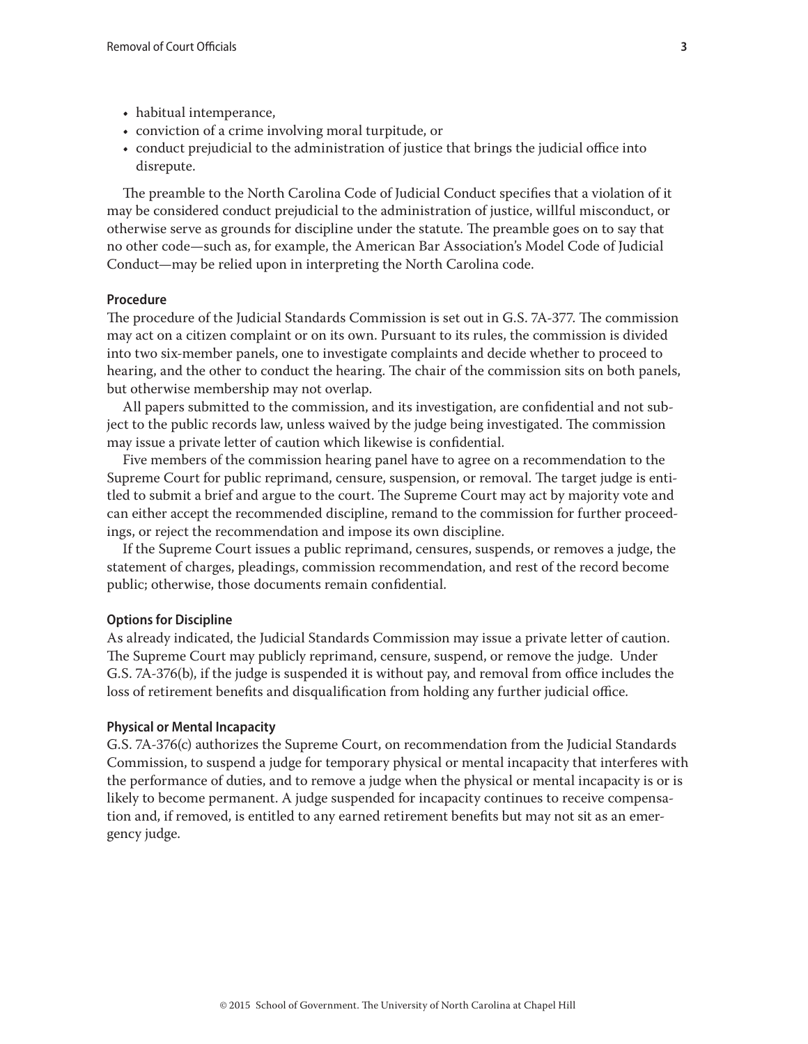- habitual intemperance,
- conviction of a crime involving moral turpitude, or
- conduct prejudicial to the administration of justice that brings the judicial office into disrepute.

The preamble to the North Carolina Code of Judicial Conduct specifies that a violation of it may be considered conduct prejudicial to the administration of justice, willful misconduct, or otherwise serve as grounds for discipline under the statute. The preamble goes on to say that no other code—such as, for example, the American Bar Association's Model Code of Judicial Conduct—may be relied upon in interpreting the North Carolina code.

#### Procedure

The procedure of the Judicial Standards Commission is set out in G.S. 7A-377. The commission may act on a citizen complaint or on its own. Pursuant to its rules, the commission is divided into two six-member panels, one to investigate complaints and decide whether to proceed to hearing, and the other to conduct the hearing. The chair of the commission sits on both panels, but otherwise membership may not overlap.

All papers submitted to the commission, and its investigation, are confidential and not subject to the public records law, unless waived by the judge being investigated. The commission may issue a private letter of caution which likewise is confidential.

Five members of the commission hearing panel have to agree on a recommendation to the Supreme Court for public reprimand, censure, suspension, or removal. The target judge is entitled to submit a brief and argue to the court. The Supreme Court may act by majority vote and can either accept the recommended discipline, remand to the commission for further proceedings, or reject the recommendation and impose its own discipline.

If the Supreme Court issues a public reprimand, censures, suspends, or removes a judge, the statement of charges, pleadings, commission recommendation, and rest of the record become public; otherwise, those documents remain confidential.

#### Options for Discipline

As already indicated, the Judicial Standards Commission may issue a private letter of caution. The Supreme Court may publicly reprimand, censure, suspend, or remove the judge. Under G.S. 7A-376(b), if the judge is suspended it is without pay, and removal from office includes the loss of retirement benefits and disqualification from holding any further judicial office.

#### Physical or Mental Incapacity

G.S. 7A-376(c) authorizes the Supreme Court, on recommendation from the Judicial Standards Commission, to suspend a judge for temporary physical or mental incapacity that interferes with the performance of duties, and to remove a judge when the physical or mental incapacity is or is likely to become permanent. A judge suspended for incapacity continues to receive compensation and, if removed, is entitled to any earned retirement benefits but may not sit as an emergency judge.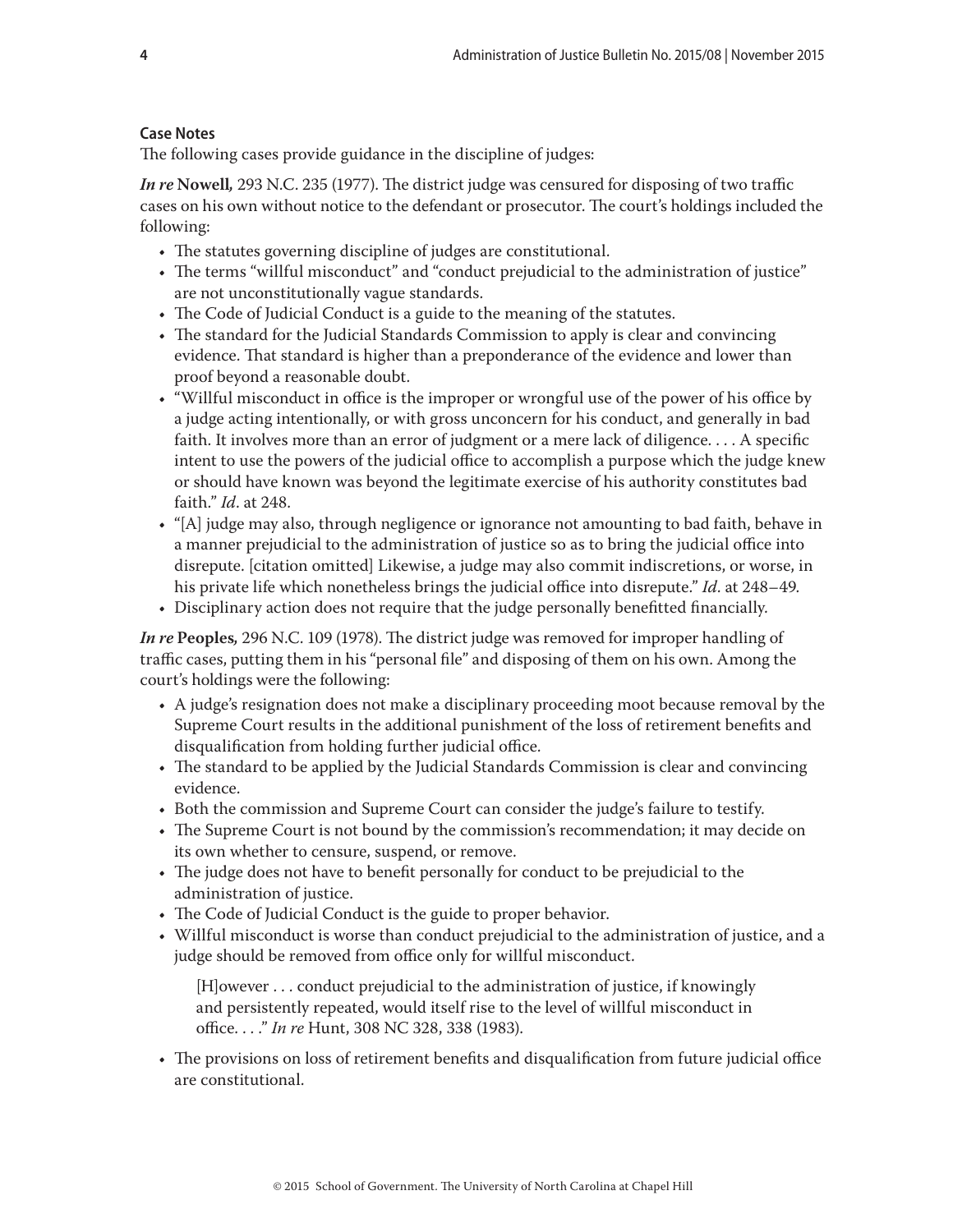### Case Notes

The following cases provide guidance in the discipline of judges:

***In re* Nowell,** 293 N.C. 235 (1977). The district judge was censured for disposing of two traffic cases on his own without notice to the defendant or prosecutor. The court's holdings included the following:

- The statutes governing discipline of judges are constitutional.
- The terms "willful misconduct" and "conduct prejudicial to the administration of justice" are not unconstitutionally vague standards.
- The Code of Judicial Conduct is a guide to the meaning of the statutes.
- The standard for the Judicial Standards Commission to apply is clear and convincing evidence. That standard is higher than a preponderance of the evidence and lower than proof beyond a reasonable doubt.
- "Willful misconduct in office is the improper or wrongful use of the power of his office by a judge acting intentionally, or with gross unconcern for his conduct, and generally in bad faith. It involves more than an error of judgment or a mere lack of diligence. . . . A specific intent to use the powers of the judicial office to accomplish a purpose which the judge knew or should have known was beyond the legitimate exercise of his authority constitutes bad faith." *Id*. at 248.
- "[A] judge may also, through negligence or ignorance not amounting to bad faith, behave in a manner prejudicial to the administration of justice so as to bring the judicial office into disrepute. [citation omitted] Likewise, a judge may also commit indiscretions, or worse, in his private life which nonetheless brings the judicial office into disrepute." *Id.* at 248–49.
- Disciplinary action does not require that the judge personally benefitted financially.

***In re* Peoples,** 296 N.C. 109 (1978). The district judge was removed for improper handling of traffic cases, putting them in his "personal file" and disposing of them on his own. Among the court's holdings were the following:

- A judge's resignation does not make a disciplinary proceeding moot because removal by the Supreme Court results in the additional punishment of the loss of retirement benefits and disqualification from holding further judicial office.
- The standard to be applied by the Judicial Standards Commission is clear and convincing evidence.
- Both the commission and Supreme Court can consider the judge's failure to testify.
- The Supreme Court is not bound by the commission's recommendation; it may decide on its own whether to censure, suspend, or remove.
- The judge does not have to benefit personally for conduct to be prejudicial to the administration of justice.
- The Code of Judicial Conduct is the guide to proper behavior.
- Willful misconduct is worse than conduct prejudicial to the administration of justice, and a judge should be removed from office only for willful misconduct.

  > [H]owever . . . conduct prejudicial to the administration of justice, if knowingly and persistently repeated, would itself rise to the level of willful misconduct in office. . . ." *In re* Hunt, 308 NC 328, 338 (1983).

- The provisions on loss of retirement benefits and disqualification from future judicial office are constitutional.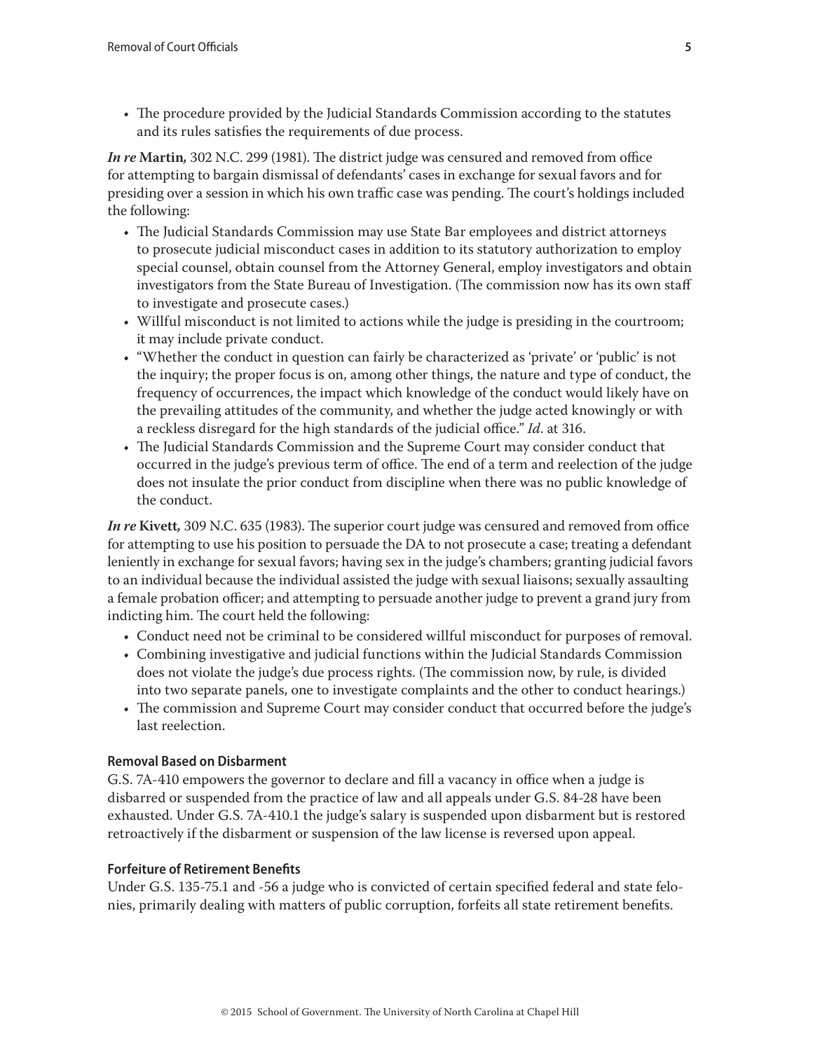- The procedure provided by the Judicial Standards Commission according to the statutes and its rules satisfies the requirements of due process.

***In re* Martin,** 302 N.C. 299 (1981). The district judge was censured and removed from office for attempting to bargain dismissal of defendants' cases in exchange for sexual favors and for presiding over a session in which his own traffic case was pending. The court's holdings included the following:

- The Judicial Standards Commission may use State Bar employees and district attorneys to prosecute judicial misconduct cases in addition to its statutory authorization to employ special counsel, obtain counsel from the Attorney General, employ investigators and obtain investigators from the State Bureau of Investigation. (The commission now has its own staff to investigate and prosecute cases.)
- Willful misconduct is not limited to actions while the judge is presiding in the courtroom; it may include private conduct.
- "Whether the conduct in question can fairly be characterized as 'private' or 'public' is not the inquiry; the proper focus is on, among other things, the nature and type of conduct, the frequency of occurrences, the impact which knowledge of the conduct would likely have on the prevailing attitudes of the community, and whether the judge acted knowingly or with a reckless disregard for the high standards of the judicial office." ***Id***. at 316.
- The Judicial Standards Commission and the Supreme Court may consider conduct that occurred in the judge's previous term of office. The end of a term and reelection of the judge does not insulate the prior conduct from discipline when there was no public knowledge of the conduct.

***In re* Kivett,** 309 N.C. 635 (1983). The superior court judge was censured and removed from office for attempting to use his position to persuade the DA to not prosecute a case; treating a defendant leniently in exchange for sexual favors; having sex in the judge's chambers; granting judicial favors to an individual because the individual assisted the judge with sexual liaisons; sexually assaulting a female probation officer; and attempting to persuade another judge to prevent a grand jury from indicting him. The court held the following:

- Conduct need not be criminal to be considered willful misconduct for purposes of removal.
- Combining investigative and judicial functions within the Judicial Standards Commission does not violate the judge's due process rights. (The commission now, by rule, is divided into two separate panels, one to investigate complaints and the other to conduct hearings.)
- The commission and Supreme Court may consider conduct that occurred before the judge's last reelection.

#### Removal Based on Disbarment

G.S. 7A-410 empowers the governor to declare and fill a vacancy in office when a judge is disbarred or suspended from the practice of law and all appeals under G.S. 84-28 have been exhausted. Under G.S. 7A-410.1 the judge's salary is suspended upon disbarment but is restored retroactively if the disbarment or suspension of the law license is reversed upon appeal.

#### Forfeiture of Retirement Benefits

Under G.S. 135-75.1 and -56 a judge who is convicted of certain specified federal and state felonies, primarily dealing with matters of public corruption, forfeits all state retirement benefits.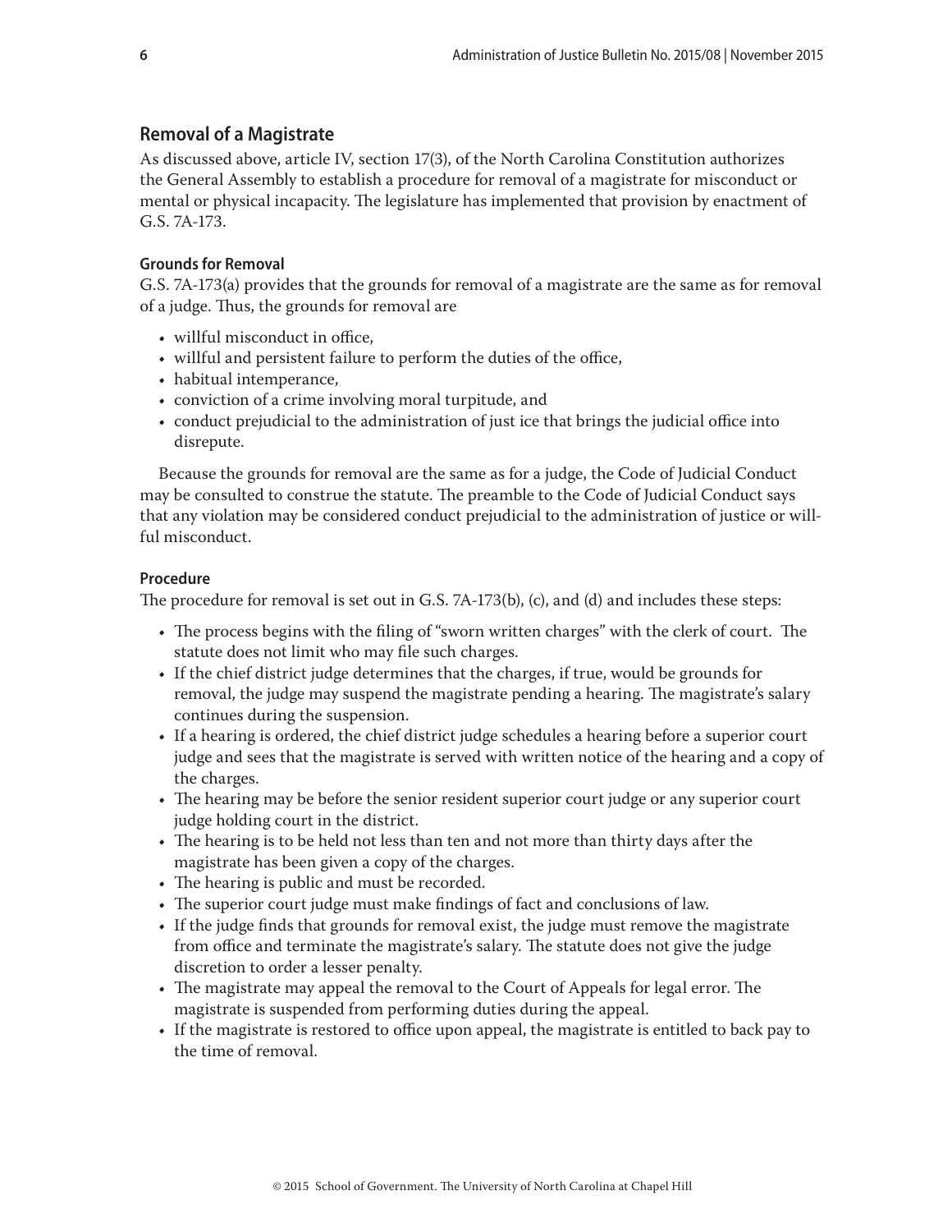## Removal of a Magistrate

As discussed above, article IV, section 17(3), of the North Carolina Constitution authorizes the General Assembly to establish a procedure for removal of a magistrate for misconduct or mental or physical incapacity. The legislature has implemented that provision by enactment of G.S. 7A-173.

### Grounds for Removal

G.S. 7A-173(a) provides that the grounds for removal of a magistrate are the same as for removal of a judge. Thus, the grounds for removal are

- willful misconduct in office,
- willful and persistent failure to perform the duties of the office,
- habitual intemperance,
- conviction of a crime involving moral turpitude, and
- conduct prejudicial to the administration of just ice that brings the judicial office into disrepute.

Because the grounds for removal are the same as for a judge, the Code of Judicial Conduct may be consulted to construe the statute. The preamble to the Code of Judicial Conduct says that any violation may be considered conduct prejudicial to the administration of justice or willful misconduct.

### Procedure

The procedure for removal is set out in G.S. 7A-173(b), (c), and (d) and includes these steps:

- The process begins with the filing of "sworn written charges" with the clerk of court. The statute does not limit who may file such charges.
- If the chief district judge determines that the charges, if true, would be grounds for removal, the judge may suspend the magistrate pending a hearing. The magistrate's salary continues during the suspension.
- If a hearing is ordered, the chief district judge schedules a hearing before a superior court judge and sees that the magistrate is served with written notice of the hearing and a copy of the charges.
- The hearing may be before the senior resident superior court judge or any superior court judge holding court in the district.
- The hearing is to be held not less than ten and not more than thirty days after the magistrate has been given a copy of the charges.
- The hearing is public and must be recorded.
- The superior court judge must make findings of fact and conclusions of law.
- If the judge finds that grounds for removal exist, the judge must remove the magistrate from office and terminate the magistrate's salary. The statute does not give the judge discretion to order a lesser penalty.
- The magistrate may appeal the removal to the Court of Appeals for legal error. The magistrate is suspended from performing duties during the appeal.
- If the magistrate is restored to office upon appeal, the magistrate is entitled to back pay to the time of removal.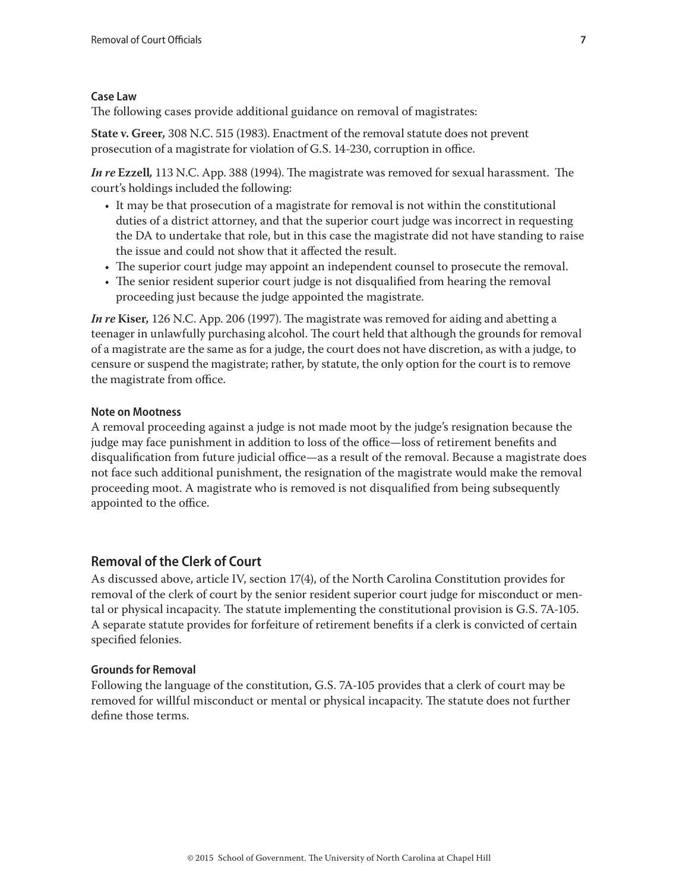### Case Law

The following cases provide additional guidance on removal of magistrates:

**State v. Greer,** 308 N.C. 515 (1983). Enactment of the removal statute does not prevent prosecution of a magistrate for violation of G.S. 14-230, corruption in office.

***In re* Ezzell,** 113 N.C. App. 388 (1994). The magistrate was removed for sexual harassment. The court's holdings included the following:

- It may be that prosecution of a magistrate for removal is not within the constitutional duties of a district attorney, and that the superior court judge was incorrect in requesting the DA to undertake that role, but in this case the magistrate did not have standing to raise the issue and could not show that it affected the result.
- The superior court judge may appoint an independent counsel to prosecute the removal.
- The senior resident superior court judge is not disqualified from hearing the removal proceeding just because the judge appointed the magistrate.

***In re* Kiser,** 126 N.C. App. 206 (1997). The magistrate was removed for aiding and abetting a teenager in unlawfully purchasing alcohol. The court held that although the grounds for removal of a magistrate are the same as for a judge, the court does not have discretion, as with a judge, to censure or suspend the magistrate; rather, by statute, the only option for the court is to remove the magistrate from office.

### Note on Mootness

A removal proceeding against a judge is not made moot by the judge's resignation because the judge may face punishment in addition to loss of the office—loss of retirement benefits and disqualification from future judicial office—as a result of the removal. Because a magistrate does not face such additional punishment, the resignation of the magistrate would make the removal proceeding moot. A magistrate who is removed is not disqualified from being subsequently appointed to the office.

## Removal of the Clerk of Court

As discussed above, article IV, section 17(4), of the North Carolina Constitution provides for removal of the clerk of court by the senior resident superior court judge for misconduct or mental or physical incapacity. The statute implementing the constitutional provision is G.S. 7A-105. A separate statute provides for forfeiture of retirement benefits if a clerk is convicted of certain specified felonies.

### Grounds for Removal

Following the language of the constitution, G.S. 7A-105 provides that a clerk of court may be removed for willful misconduct or mental or physical incapacity. The statute does not further define those terms.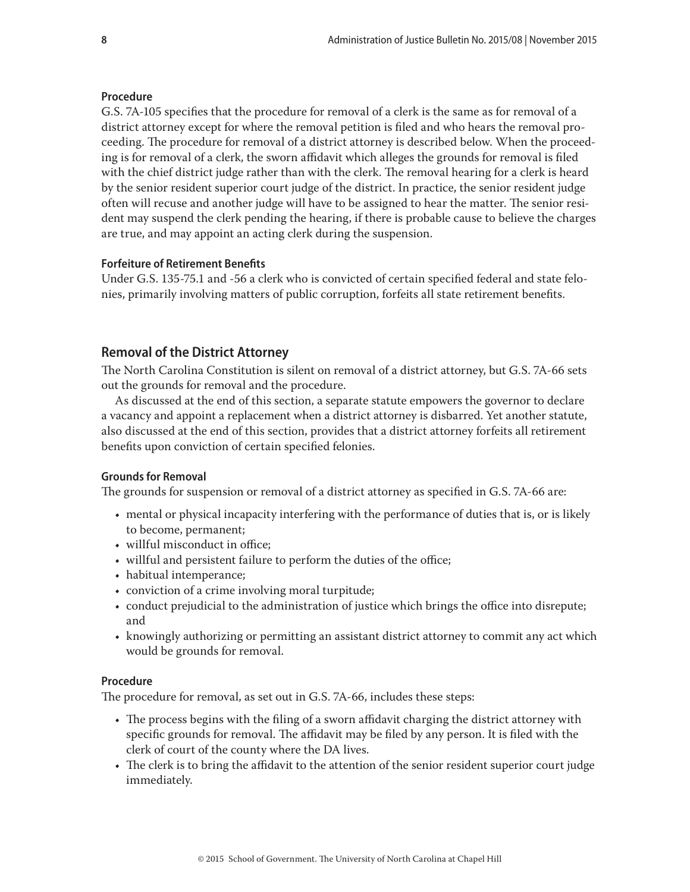#### Procedure

G.S. 7A-105 specifies that the procedure for removal of a clerk is the same as for removal of a district attorney except for where the removal petition is filed and who hears the removal proceeding. The procedure for removal of a district attorney is described below. When the proceeding is for removal of a clerk, the sworn affidavit which alleges the grounds for removal is filed with the chief district judge rather than with the clerk. The removal hearing for a clerk is heard by the senior resident superior court judge of the district. In practice, the senior resident judge often will recuse and another judge will have to be assigned to hear the matter. The senior resident may suspend the clerk pending the hearing, if there is probable cause to believe the charges are true, and may appoint an acting clerk during the suspension.

#### Forfeiture of Retirement Benefits

Under G.S. 135-75.1 and -56 a clerk who is convicted of certain specified federal and state felonies, primarily involving matters of public corruption, forfeits all state retirement benefits.

### Removal of the District Attorney

The North Carolina Constitution is silent on removal of a district attorney, but G.S. 7A-66 sets out the grounds for removal and the procedure.

As discussed at the end of this section, a separate statute empowers the governor to declare a vacancy and appoint a replacement when a district attorney is disbarred. Yet another statute, also discussed at the end of this section, provides that a district attorney forfeits all retirement benefits upon conviction of certain specified felonies.

#### Grounds for Removal

The grounds for suspension or removal of a district attorney as specified in G.S. 7A-66 are:

- mental or physical incapacity interfering with the performance of duties that is, or is likely to become, permanent;
- willful misconduct in office;
- willful and persistent failure to perform the duties of the office;
- habitual intemperance;
- conviction of a crime involving moral turpitude;
- conduct prejudicial to the administration of justice which brings the office into disrepute; and
- knowingly authorizing or permitting an assistant district attorney to commit any act which would be grounds for removal.

#### Procedure

The procedure for removal, as set out in G.S. 7A-66, includes these steps:

- The process begins with the filing of a sworn affidavit charging the district attorney with specific grounds for removal. The affidavit may be filed by any person. It is filed with the clerk of court of the county where the DA lives.
- The clerk is to bring the affidavit to the attention of the senior resident superior court judge immediately.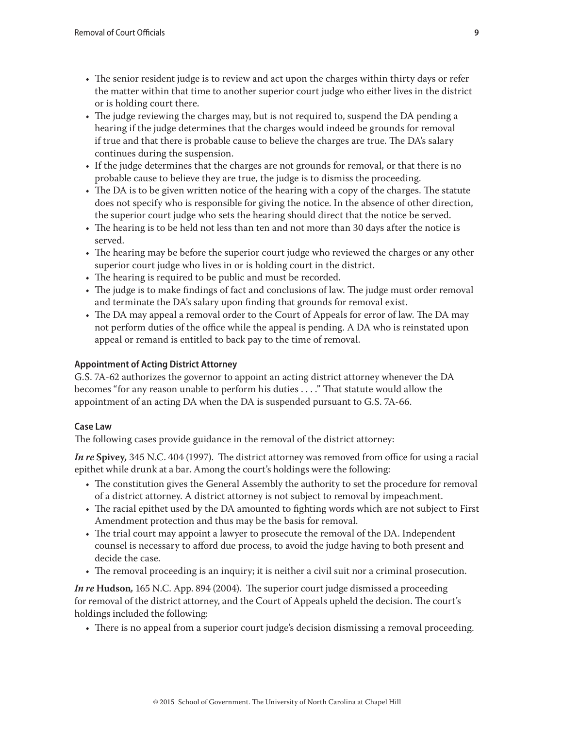- The senior resident judge is to review and act upon the charges within thirty days or refer the matter within that time to another superior court judge who either lives in the district or is holding court there.
- The judge reviewing the charges may, but is not required to, suspend the DA pending a hearing if the judge determines that the charges would indeed be grounds for removal if true and that there is probable cause to believe the charges are true. The DA's salary continues during the suspension.
- If the judge determines that the charges are not grounds for removal, or that there is no probable cause to believe they are true, the judge is to dismiss the proceeding.
- The DA is to be given written notice of the hearing with a copy of the charges. The statute does not specify who is responsible for giving the notice. In the absence of other direction, the superior court judge who sets the hearing should direct that the notice be served.
- The hearing is to be held not less than ten and not more than 30 days after the notice is served.
- The hearing may be before the superior court judge who reviewed the charges or any other superior court judge who lives in or is holding court in the district.
- The hearing is required to be public and must be recorded.
- The judge is to make findings of fact and conclusions of law. The judge must order removal and terminate the DA's salary upon finding that grounds for removal exist.
- The DA may appeal a removal order to the Court of Appeals for error of law. The DA may not perform duties of the office while the appeal is pending. A DA who is reinstated upon appeal or remand is entitled to back pay to the time of removal.

### Appointment of Acting District Attorney

G.S. 7A-62 authorizes the governor to appoint an acting district attorney whenever the DA becomes "for any reason unable to perform his duties . . . ." That statute would allow the appointment of an acting DA when the DA is suspended pursuant to G.S. 7A-66.

### Case Law

The following cases provide guidance in the removal of the district attorney:

***In re* Spivey,** 345 N.C. 404 (1997). The district attorney was removed from office for using a racial epithet while drunk at a bar. Among the court's holdings were the following:

- The constitution gives the General Assembly the authority to set the procedure for removal of a district attorney. A district attorney is not subject to removal by impeachment.
- The racial epithet used by the DA amounted to fighting words which are not subject to First Amendment protection and thus may be the basis for removal.
- The trial court may appoint a lawyer to prosecute the removal of the DA. Independent counsel is necessary to afford due process, to avoid the judge having to both present and decide the case.
- The removal proceeding is an inquiry; it is neither a civil suit nor a criminal prosecution.

***In re* Hudson,** 165 N.C. App. 894 (2004). The superior court judge dismissed a proceeding for removal of the district attorney, and the Court of Appeals upheld the decision. The court's holdings included the following:

- There is no appeal from a superior court judge's decision dismissing a removal proceeding.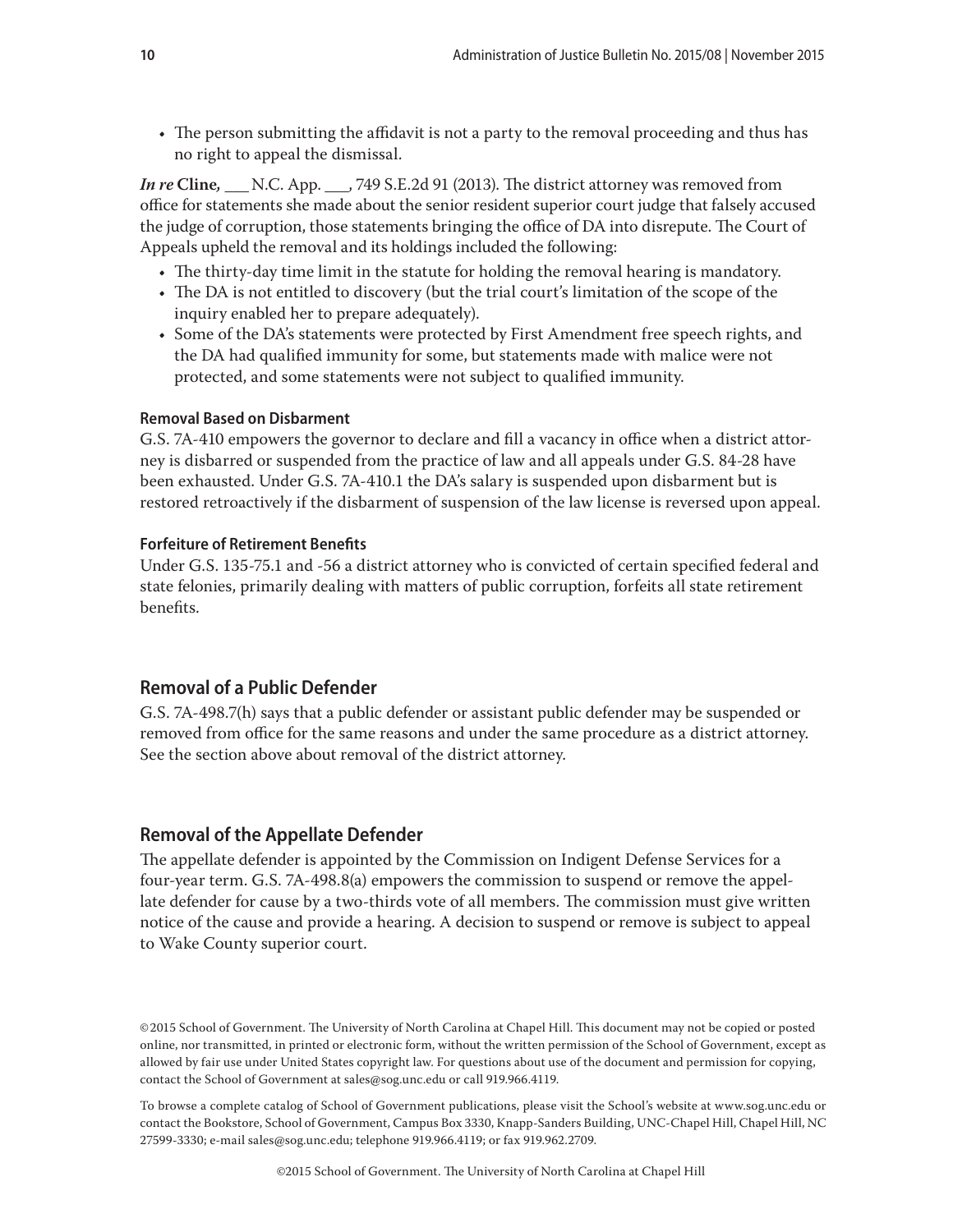- The person submitting the affidavit is not a party to the removal proceeding and thus has no right to appeal the dismissal.

***In re* Cline,** ___ N.C. App. ___, 749 S.E.2d 91 (2013). The district attorney was removed from office for statements she made about the senior resident superior court judge that falsely accused the judge of corruption, those statements bringing the office of DA into disrepute. The Court of Appeals upheld the removal and its holdings included the following:

- The thirty-day time limit in the statute for holding the removal hearing is mandatory.
- The DA is not entitled to discovery (but the trial court's limitation of the scope of the inquiry enabled her to prepare adequately).
- Some of the DA's statements were protected by First Amendment free speech rights, and the DA had qualified immunity for some, but statements made with malice were not protected, and some statements were not subject to qualified immunity.

#### Removal Based on Disbarment

G.S. 7A-410 empowers the governor to declare and fill a vacancy in office when a district attorney is disbarred or suspended from the practice of law and all appeals under G.S. 84-28 have been exhausted. Under G.S. 7A-410.1 the DA's salary is suspended upon disbarment but is restored retroactively if the disbarment of suspension of the law license is reversed upon appeal.

#### Forfeiture of Retirement Benefits

Under G.S. 135-75.1 and -56 a district attorney who is convicted of certain specified federal and state felonies, primarily dealing with matters of public corruption, forfeits all state retirement benefits.

## Removal of a Public Defender

G.S. 7A-498.7(h) says that a public defender or assistant public defender may be suspended or removed from office for the same reasons and under the same procedure as a district attorney. See the section above about removal of the district attorney.

## Removal of the Appellate Defender

The appellate defender is appointed by the Commission on Indigent Defense Services for a four-year term. G.S. 7A-498.8(a) empowers the commission to suspend or remove the appellate defender for cause by a two-thirds vote of all members. The commission must give written notice of the cause and provide a hearing. A decision to suspend or remove is subject to appeal to Wake County superior court.

©2015 School of Government. The University of North Carolina at Chapel Hill. This document may not be copied or posted online, nor transmitted, in printed or electronic form, without the written permission of the School of Government, except as allowed by fair use under United States copyright law. For questions about use of the document and permission for copying, contact the School of Government at sales@sog.unc.edu or call 919.966.4119.

To browse a complete catalog of School of Government publications, please visit the School's website at www.sog.unc.edu or contact the Bookstore, School of Government, Campus Box 3330, Knapp-Sanders Building, UNC-Chapel Hill, Chapel Hill, NC 27599-3330; e-mail sales@sog.unc.edu; telephone 919.966.4119; or fax 919.962.2709.